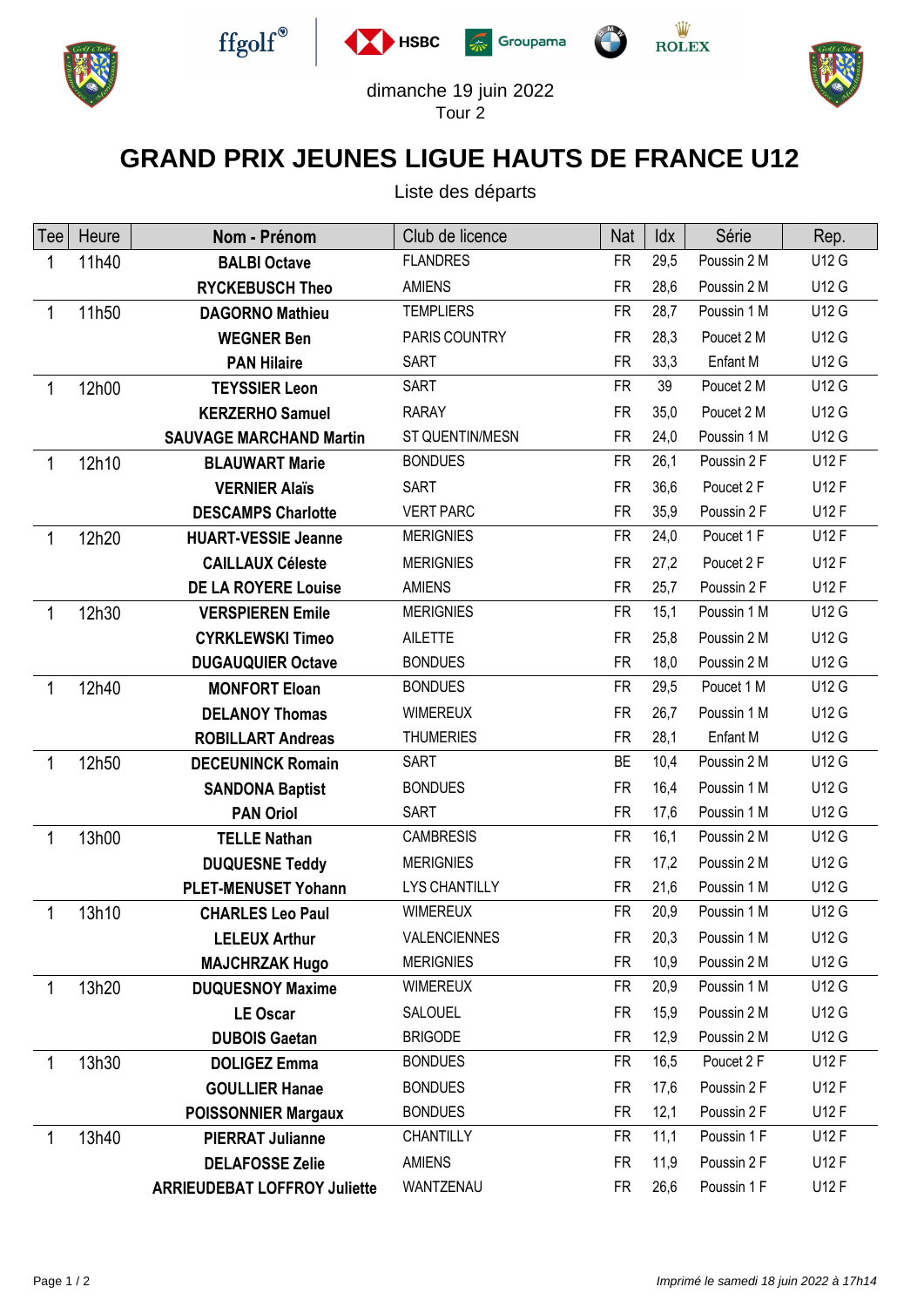dimanche 19 juin 2022
Tour 2

# GRAND PRIX JEUNES LIGUE HAUTS DE FRANCE U12

Liste des départs

| Tee | Heure | Nom - Prénom | Club de licence | Nat | Idx | Série | Rep. |
|---|---|---|---|---|---|---|---|
| 1 | 11h40 | **BALBI Octave** | FLANDRES | FR | 29,5 | Poussin 2 M | U12 G |
| | | **RYCKEBUSCH Theo** | AMIENS | FR | 28,6 | Poussin 2 M | U12 G |
| 1 | 11h50 | **DAGORNO Mathieu** | TEMPLIERS | FR | 28,7 | Poussin 1 M | U12 G |
| | | **WEGNER Ben** | PARIS COUNTRY | FR | 28,3 | Poucet 2 M | U12 G |
| | | **PAN Hilaire** | SART | FR | 33,3 | Enfant M | U12 G |
| 1 | 12h00 | **TEYSSIER Leon** | SART | FR | 39 | Poucet 2 M | U12 G |
| | | **KERZERHO Samuel** | RARAY | FR | 35,0 | Poucet 2 M | U12 G |
| | | **SAUVAGE MARCHAND Martin** | ST QUENTIN/MESN | FR | 24,0 | Poussin 1 M | U12 G |
| 1 | 12h10 | **BLAUWART Marie** | BONDUES | FR | 26,1 | Poussin 2 F | U12 F |
| | | **VERNIER Alaïs** | SART | FR | 36,6 | Poucet 2 F | U12 F |
| | | **DESCAMPS Charlotte** | VERT PARC | FR | 35,9 | Poussin 2 F | U12 F |
| 1 | 12h20 | **HUART-VESSIE Jeanne** | MERIGNIES | FR | 24,0 | Poucet 1 F | U12 F |
| | | **CAILLAUX Céleste** | MERIGNIES | FR | 27,2 | Poucet 2 F | U12 F |
| | | **DE LA ROYERE Louise** | AMIENS | FR | 25,7 | Poussin 2 F | U12 F |
| 1 | 12h30 | **VERSPIEREN Emile** | MERIGNIES | FR | 15,1 | Poussin 1 M | U12 G |
| | | **CYRKLEWSKI Timeo** | AILETTE | FR | 25,8 | Poussin 2 M | U12 G |
| | | **DUGAUQUIER Octave** | BONDUES | FR | 18,0 | Poussin 2 M | U12 G |
| 1 | 12h40 | **MONFORT Eloan** | BONDUES | FR | 29,5 | Poucet 1 M | U12 G |
| | | **DELANOY Thomas** | WIMEREUX | FR | 26,7 | Poussin 1 M | U12 G |
| | | **ROBILLART Andreas** | THUMERIES | FR | 28,1 | Enfant M | U12 G |
| 1 | 12h50 | **DECEUNINCK Romain** | SART | BE | 10,4 | Poussin 2 M | U12 G |
| | | **SANDONA Baptist** | BONDUES | FR | 16,4 | Poussin 1 M | U12 G |
| | | **PAN Oriol** | SART | FR | 17,6 | Poussin 1 M | U12 G |
| 1 | 13h00 | **TELLE Nathan** | CAMBRESIS | FR | 16,1 | Poussin 2 M | U12 G |
| | | **DUQUESNE Teddy** | MERIGNIES | FR | 17,2 | Poussin 2 M | U12 G |
| | | **PLET-MENUSET Yohann** | LYS CHANTILLY | FR | 21,6 | Poussin 1 M | U12 G |
| 1 | 13h10 | **CHARLES Leo Paul** | WIMEREUX | FR | 20,9 | Poussin 1 M | U12 G |
| | | **LELEUX Arthur** | VALENCIENNES | FR | 20,3 | Poussin 1 M | U12 G |
| | | **MAJCHRZAK Hugo** | MERIGNIES | FR | 10,9 | Poussin 2 M | U12 G |
| 1 | 13h20 | **DUQUESNOY Maxime** | WIMEREUX | FR | 20,9 | Poussin 1 M | U12 G |
| | | **LE Oscar** | SALOUEL | FR | 15,9 | Poussin 2 M | U12 G |
| | | **DUBOIS Gaetan** | BRIGODE | FR | 12,9 | Poussin 2 M | U12 G |
| 1 | 13h30 | **DOLIGEZ Emma** | BONDUES | FR | 16,5 | Poucet 2 F | U12 F |
| | | **GOULLIER Hanae** | BONDUES | FR | 17,6 | Poussin 2 F | U12 F |
| | | **POISSONNIER Margaux** | BONDUES | FR | 12,1 | Poussin 2 F | U12 F |
| 1 | 13h40 | **PIERRAT Julianne** | CHANTILLY | FR | 11,1 | Poussin 1 F | U12 F |
| | | **DELAFOSSE Zelie** | AMIENS | FR | 11,9 | Poussin 2 F | U12 F |
| | | **ARRIEUDEBAT LOFFROY Juliette** | WANTZENAU | FR | 26,6 | Poussin 1 F | U12 F |

*Imprimé le samedi 18 juin 2022 à 17h14*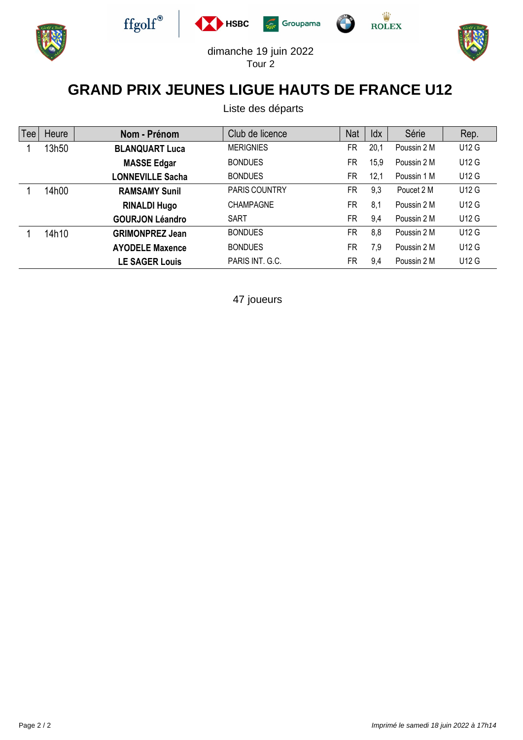dimanche 19 juin 2022
Tour 2

# GRAND PRIX JEUNES LIGUE HAUTS DE FRANCE U12

Liste des départs

| Tee | Heure | Nom - Prénom | Club de licence | Nat | Idx | Série | Rep. |
|---|---|---|---|---|---|---|---|
| 1 | 13h50 | **BLANQUART Luca** | MERIGNIES | FR | 20,1 | Poussin 2 M | U12 G |
| | | **MASSE Edgar** | BONDUES | FR | 15,9 | Poussin 2 M | U12 G |
| | | **LONNEVILLE Sacha** | BONDUES | FR | 12,1 | Poussin 1 M | U12 G |
| 1 | 14h00 | **RAMSAMY Sunil** | PARIS COUNTRY | FR | 9,3 | Poucet 2 M | U12 G |
| | | **RINALDI Hugo** | CHAMPAGNE | FR | 8,1 | Poussin 2 M | U12 G |
| | | **GOURJON Léandro** | SART | FR | 9,4 | Poussin 2 M | U12 G |
| 1 | 14h10 | **GRIMONPREZ Jean** | BONDUES | FR | 8,8 | Poussin 2 M | U12 G |
| | | **AYODELE Maxence** | BONDUES | FR | 7,9 | Poussin 2 M | U12 G |
| | | **LE SAGER Louis** | PARIS INT. G.C. | FR | 9,4 | Poussin 2 M | U12 G |

47 joueurs

*Imprimé le samedi 18 juin 2022 à 17h14*